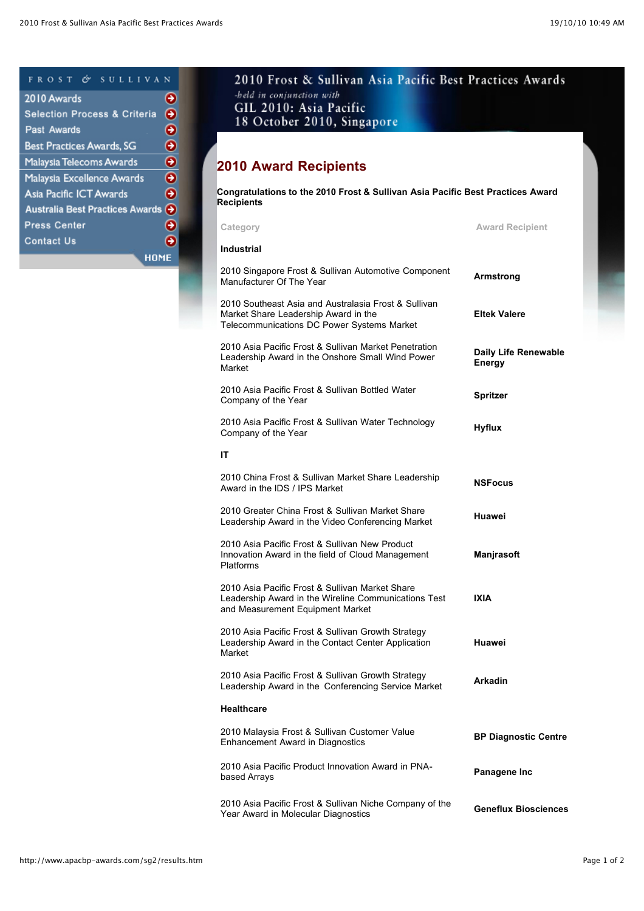FROST & SULLIVAN

- 2010 Awards
- Selection Process & Criteria
- Past Awards
- Best Practices Awards, SG
- Malaysia Telecoms Awards
- Malaysia Excellence Awards
- Asia Pacific ICT Awards
- Australia Best Practices Awards
- Press Center
- Contact Us

HOME

2010 Frost & Sullivan Asia Pacific Best Practices Awards
*-held in conjunction with*
GIL 2010: Asia Pacific
18 October 2010, Singapore

## 2010 Award Recipients

**Congratulations to the 2010 Frost & Sullivan Asia Pacific Best Practices Award Recipients**

| Category | Award Recipient |
|---|---|
| **Industrial** | |
| 2010 Singapore Frost & Sullivan Automotive Component Manufacturer Of The Year | **Armstrong** |
| 2010 Southeast Asia and Australasia Frost & Sullivan Market Share Leadership Award in the Telecommunications DC Power Systems Market | **Eltek Valere** |
| 2010 Asia Pacific Frost & Sullivan Market Penetration Leadership Award in the Onshore Small Wind Power Market | **Daily Life Renewable Energy** |
| 2010 Asia Pacific Frost & Sullivan Bottled Water Company of the Year | **Spritzer** |
| 2010 Asia Pacific Frost & Sullivan Water Technology Company of the Year | **Hyflux** |
| **IT** | |
| 2010 China Frost & Sullivan Market Share Leadership Award in the IDS / IPS Market | **NSFocus** |
| 2010 Greater China Frost & Sullivan Market Share Leadership Award in the Video Conferencing Market | **Huawei** |
| 2010 Asia Pacific Frost & Sullivan New Product Innovation Award in the field of Cloud Management Platforms | **Manjrasoft** |
| 2010 Asia Pacific Frost & Sullivan Market Share Leadership Award in the Wireline Communications Test and Measurement Equipment Market | **IXIA** |
| 2010 Asia Pacific Frost & Sullivan Growth Strategy Leadership Award in the Contact Center Application Market | **Huawei** |
| 2010 Asia Pacific Frost & Sullivan Growth Strategy Leadership Award in the Conferencing Service Market | **Arkadin** |
| **Healthcare** | |
| 2010 Malaysia Frost & Sullivan Customer Value Enhancement Award in Diagnostics | **BP Diagnostic Centre** |
| 2010 Asia Pacific Product Innovation Award in PNA-based Arrays | **Panagene Inc** |
| 2010 Asia Pacific Frost & Sullivan Niche Company of the Year Award in Molecular Diagnostics | **Geneflux Biosciences** |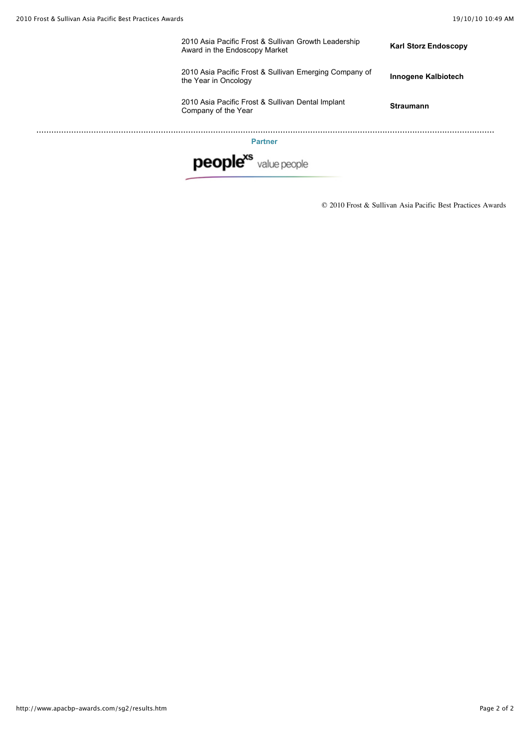| | |
|---|---|
| 2010 Asia Pacific Frost & Sullivan Growth Leadership Award in the Endoscopy Market | **Karl Storz Endoscopy** |
| 2010 Asia Pacific Frost & Sullivan Emerging Company of the Year in Oncology | **Innogene Kalbiotech** |
| 2010 Asia Pacific Frost & Sullivan Dental Implant Company of the Year | **Straumann** |

**Partner**

people[xs] value people

© 2010 Frost & Sullivan Asia Pacific Best Practices Awards